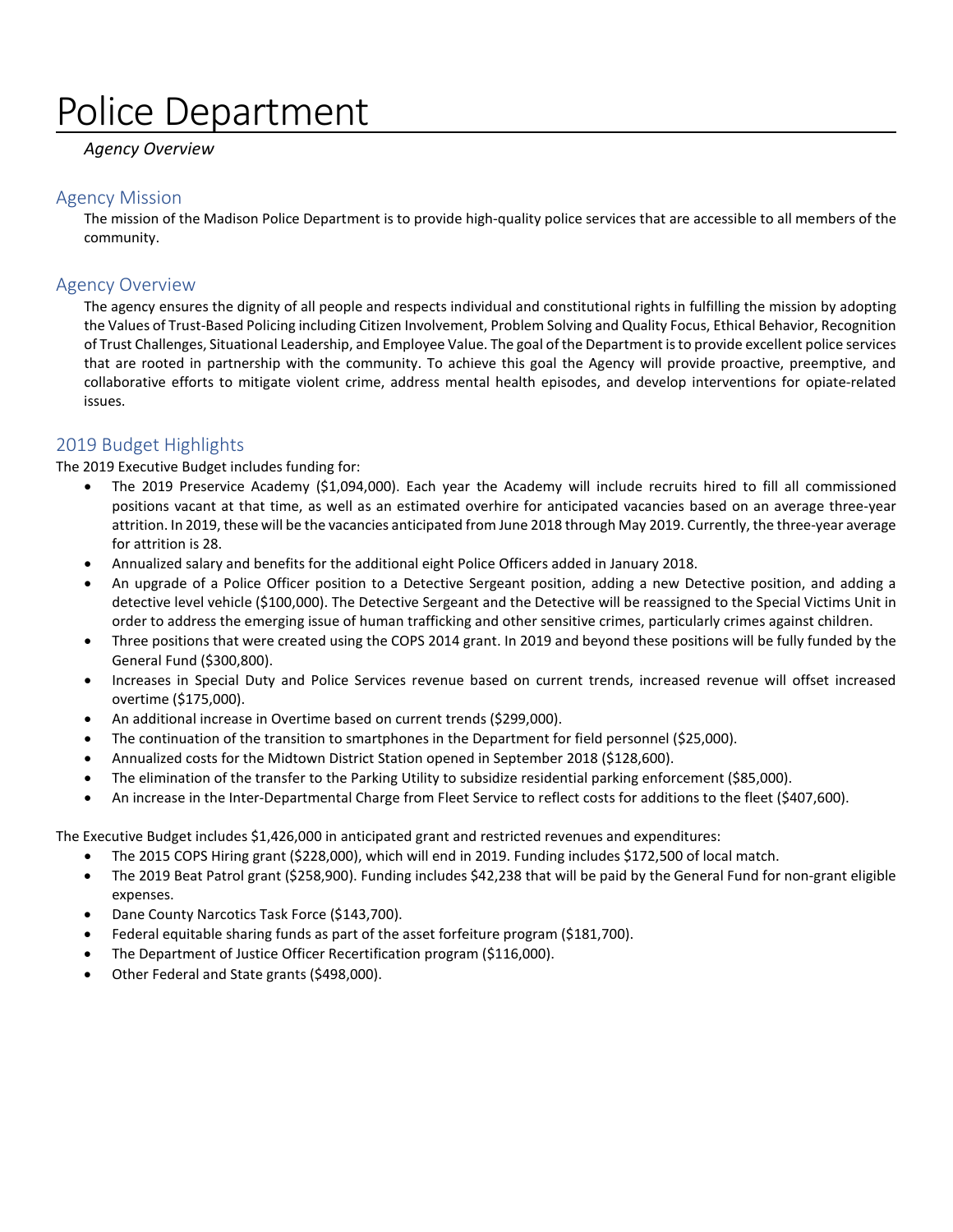# Police Department

*Agency Overview*

## Agency Mission

The mission of the Madison Police Department is to provide high-quality police services that are accessible to all members of the community.

## Agency Overview

The agency ensures the dignity of all people and respects individual and constitutional rights in fulfilling the mission by adopting the Values of Trust-Based Policing including Citizen Involvement, Problem Solving and Quality Focus, Ethical Behavior, Recognition of Trust Challenges, Situational Leadership, and Employee Value. The goal of the Department is to provide excellent police services that are rooted in partnership with the community. To achieve this goal the Agency will provide proactive, preemptive, and collaborative efforts to mitigate violent crime, address mental health episodes, and develop interventions for opiate-related issues.

## 2019 Budget Highlights

The 2019 Executive Budget includes funding for:

- The 2019 Preservice Academy ($1,094,000). Each year the Academy will include recruits hired to fill all commissioned positions vacant at that time, as well as an estimated overhire for anticipated vacancies based on an average three-year attrition. In 2019, these will be the vacancies anticipated from June 2018 through May 2019. Currently, the three-year average for attrition is 28.
- Annualized salary and benefits for the additional eight Police Officers added in January 2018.
- An upgrade of a Police Officer position to a Detective Sergeant position, adding a new Detective position, and adding a detective level vehicle ($100,000). The Detective Sergeant and the Detective will be reassigned to the Special Victims Unit in order to address the emerging issue of human trafficking and other sensitive crimes, particularly crimes against children.
- Three positions that were created using the COPS 2014 grant. In 2019 and beyond these positions will be fully funded by the General Fund ($300,800).
- Increases in Special Duty and Police Services revenue based on current trends, increased revenue will offset increased overtime ($175,000).
- An additional increase in Overtime based on current trends ($299,000).
- The continuation of the transition to smartphones in the Department for field personnel ($25,000).
- Annualized costs for the Midtown District Station opened in September 2018 ($128,600).
- The elimination of the transfer to the Parking Utility to subsidize residential parking enforcement ($85,000).
- An increase in the Inter-Departmental Charge from Fleet Service to reflect costs for additions to the fleet ($407,600).

The Executive Budget includes $1,426,000 in anticipated grant and restricted revenues and expenditures:

- The 2015 COPS Hiring grant ($228,000), which will end in 2019. Funding includes $172,500 of local match.
- The 2019 Beat Patrol grant ($258,900). Funding includes $42,238 that will be paid by the General Fund for non-grant eligible expenses.
- Dane County Narcotics Task Force ($143,700).
- Federal equitable sharing funds as part of the asset forfeiture program ($181,700).
- The Department of Justice Officer Recertification program ($116,000).
- Other Federal and State grants ($498,000).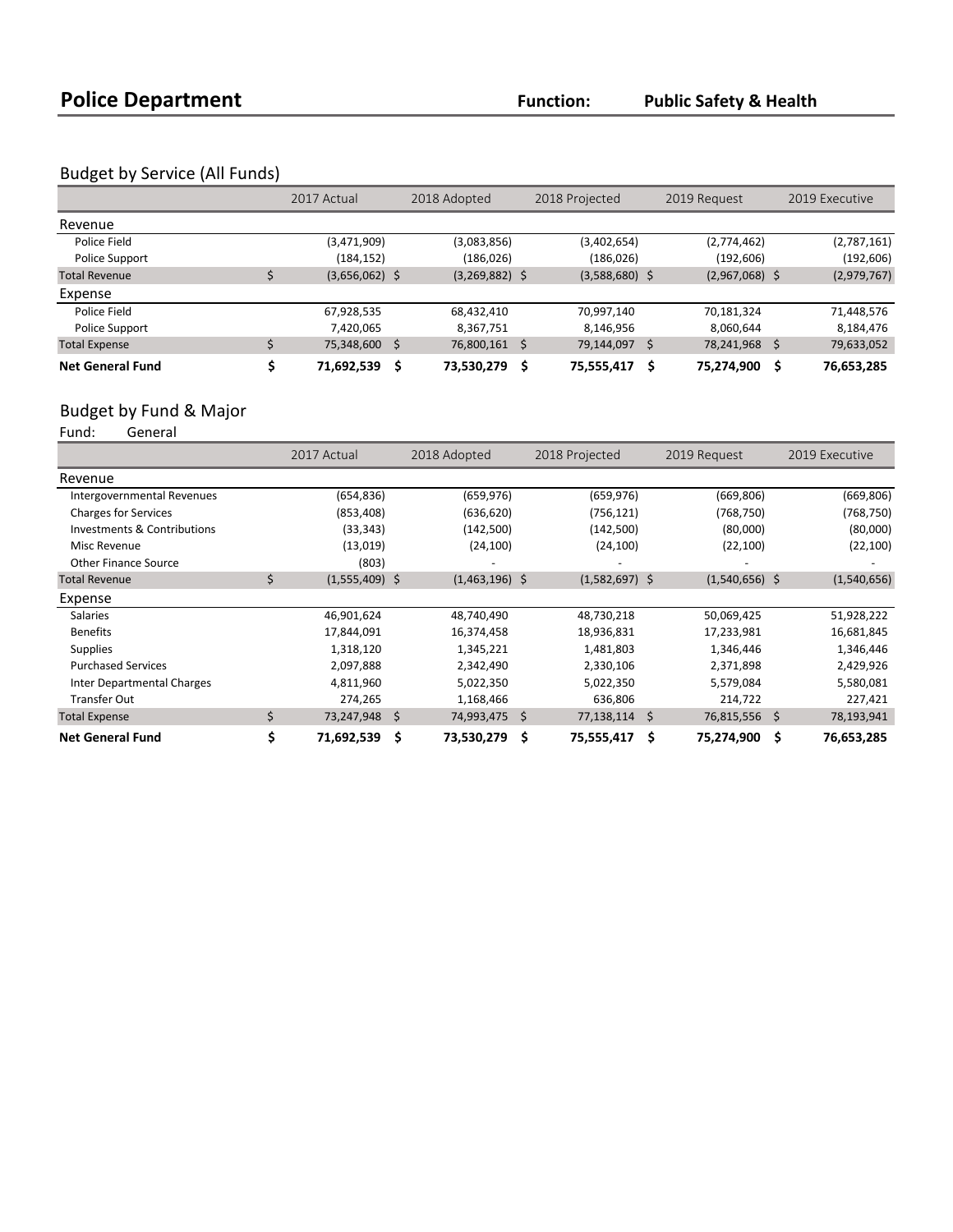# Police Department

**Function:** **Public Safety & Health**

## Budget by Service (All Funds)

| | 2017 Actual | 2018 Adopted | 2018 Projected | 2019 Request | 2019 Executive |
|---|---|---|---|---|---|
| **Revenue** | | | | | |
| Police Field | (3,471,909) | (3,083,856) | (3,402,654) | (2,774,462) | (2,787,161) |
| Police Support | (184,152) | (186,026) | (186,026) | (192,606) | (192,606) |
| Total Revenue | $ (3,656,062) | $ (3,269,882) | $ (3,588,680) | $ (2,967,068) | $ (2,979,767) |
| **Expense** | | | | | |
| Police Field | 67,928,535 | 68,432,410 | 70,997,140 | 70,181,324 | 71,448,576 |
| Police Support | 7,420,065 | 8,367,751 | 8,146,956 | 8,060,644 | 8,184,476 |
| Total Expense | $ 75,348,600 | $ 76,800,161 | $ 79,144,097 | $ 78,241,968 | $ 79,633,052 |
| **Net General Fund** | **$ 71,692,539** | **$ 73,530,279** | **$ 75,555,417** | **$ 75,274,900** | **$ 76,653,285** |

## Budget by Fund & Major

Fund: General

| | 2017 Actual | 2018 Adopted | 2018 Projected | 2019 Request | 2019 Executive |
|---|---|---|---|---|---|
| **Revenue** | | | | | |
| Intergovernmental Revenues | (654,836) | (659,976) | (659,976) | (669,806) | (669,806) |
| Charges for Services | (853,408) | (636,620) | (756,121) | (768,750) | (768,750) |
| Investments & Contributions | (33,343) | (142,500) | (142,500) | (80,000) | (80,000) |
| Misc Revenue | (13,019) | (24,100) | (24,100) | (22,100) | (22,100) |
| Other Finance Source | (803) | - | - | - | - |
| Total Revenue | $ (1,555,409) | $ (1,463,196) | $ (1,582,697) | $ (1,540,656) | $ (1,540,656) |
| **Expense** | | | | | |
| Salaries | 46,901,624 | 48,740,490 | 48,730,218 | 50,069,425 | 51,928,222 |
| Benefits | 17,844,091 | 16,374,458 | 18,936,831 | 17,233,981 | 16,681,845 |
| Supplies | 1,318,120 | 1,345,221 | 1,481,803 | 1,346,446 | 1,346,446 |
| Purchased Services | 2,097,888 | 2,342,490 | 2,330,106 | 2,371,898 | 2,429,926 |
| Inter Departmental Charges | 4,811,960 | 5,022,350 | 5,022,350 | 5,579,084 | 5,580,081 |
| Transfer Out | 274,265 | 1,168,466 | 636,806 | 214,722 | 227,421 |
| Total Expense | $ 73,247,948 | $ 74,993,475 | $ 77,138,114 | $ 76,815,556 | $ 78,193,941 |
| **Net General Fund** | **$ 71,692,539** | **$ 73,530,279** | **$ 75,555,417** | **$ 75,274,900** | **$ 76,653,285** |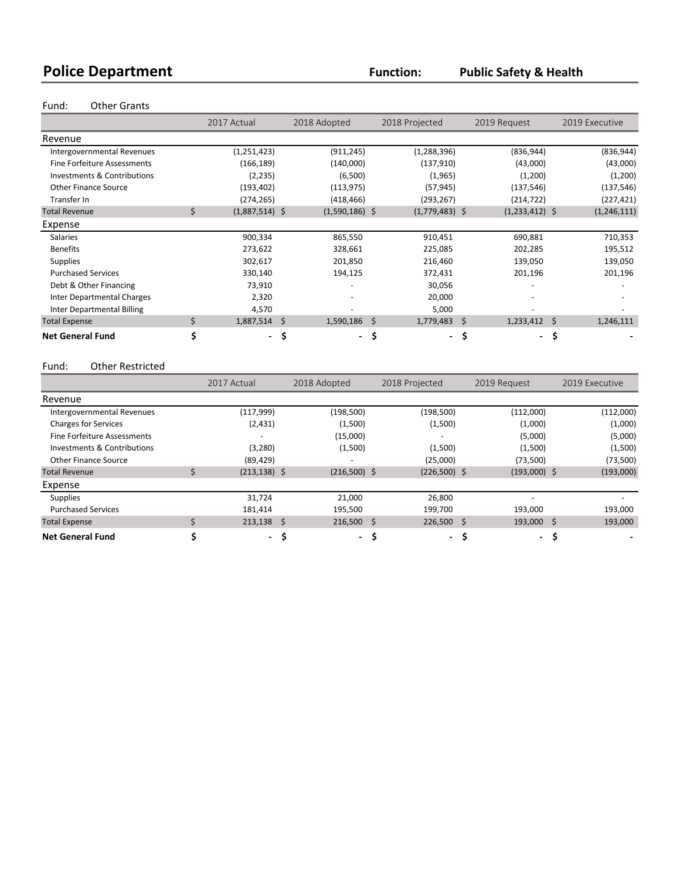## Police Department

**Function:** **Public Safety & Health**

Fund: Other Grants

| | 2017 Actual | 2018 Adopted | 2018 Projected | 2019 Request | 2019 Executive |
|---|---|---|---|---|---|
| **Revenue** | | | | | |
| Intergovernmental Revenues | (1,251,423) | (911,245) | (1,288,396) | (836,944) | (836,944) |
| Fine Forfeiture Assessments | (166,189) | (140,000) | (137,910) | (43,000) | (43,000) |
| Investments & Contributions | (2,235) | (6,500) | (1,965) | (1,200) | (1,200) |
| Other Finance Source | (193,402) | (113,975) | (57,945) | (137,546) | (137,546) |
| Transfer In | (274,265) | (418,466) | (293,267) | (214,722) | (227,421) |
| Total Revenue | $ (1,887,514) | $ (1,590,186) | $ (1,779,483) | $ (1,233,412) | $ (1,246,111) |
| **Expense** | | | | | |
| Salaries | 900,334 | 865,550 | 910,451 | 690,881 | 710,353 |
| Benefits | 273,622 | 328,661 | 225,085 | 202,285 | 195,512 |
| Supplies | 302,617 | 201,850 | 216,460 | 139,050 | 139,050 |
| Purchased Services | 330,140 | 194,125 | 372,431 | 201,196 | 201,196 |
| Debt & Other Financing | 73,910 | - | 30,056 | - | - |
| Inter Departmental Charges | 2,320 | - | 20,000 | - | - |
| Inter Departmental Billing | 4,570 | - | 5,000 | - | - |
| Total Expense | $ 1,887,514 | $ 1,590,186 | $ 1,779,483 | $ 1,233,412 | $ 1,246,111 |
| **Net General Fund** | **$ -** | **$ -** | **$ -** | **$ -** | **$ -** |

Fund: Other Restricted

| | 2017 Actual | 2018 Adopted | 2018 Projected | 2019 Request | 2019 Executive |
|---|---|---|---|---|---|
| **Revenue** | | | | | |
| Intergovernmental Revenues | (117,999) | (198,500) | (198,500) | (112,000) | (112,000) |
| Charges for Services | (2,431) | (1,500) | (1,500) | (1,000) | (1,000) |
| Fine Forfeiture Assessments | - | (15,000) | - | (5,000) | (5,000) |
| Investments & Contributions | (3,280) | (1,500) | (1,500) | (1,500) | (1,500) |
| Other Finance Source | (89,429) | - | (25,000) | (73,500) | (73,500) |
| Total Revenue | $ (213,138) | $ (216,500) | $ (226,500) | $ (193,000) | $ (193,000) |
| **Expense** | | | | | |
| Supplies | 31,724 | 21,000 | 26,800 | - | - |
| Purchased Services | 181,414 | 195,500 | 199,700 | 193,000 | 193,000 |
| Total Expense | $ 213,138 | $ 216,500 | $ 226,500 | $ 193,000 | $ 193,000 |
| **Net General Fund** | **$ -** | **$ -** | **$ -** | **$ -** | **$ -** |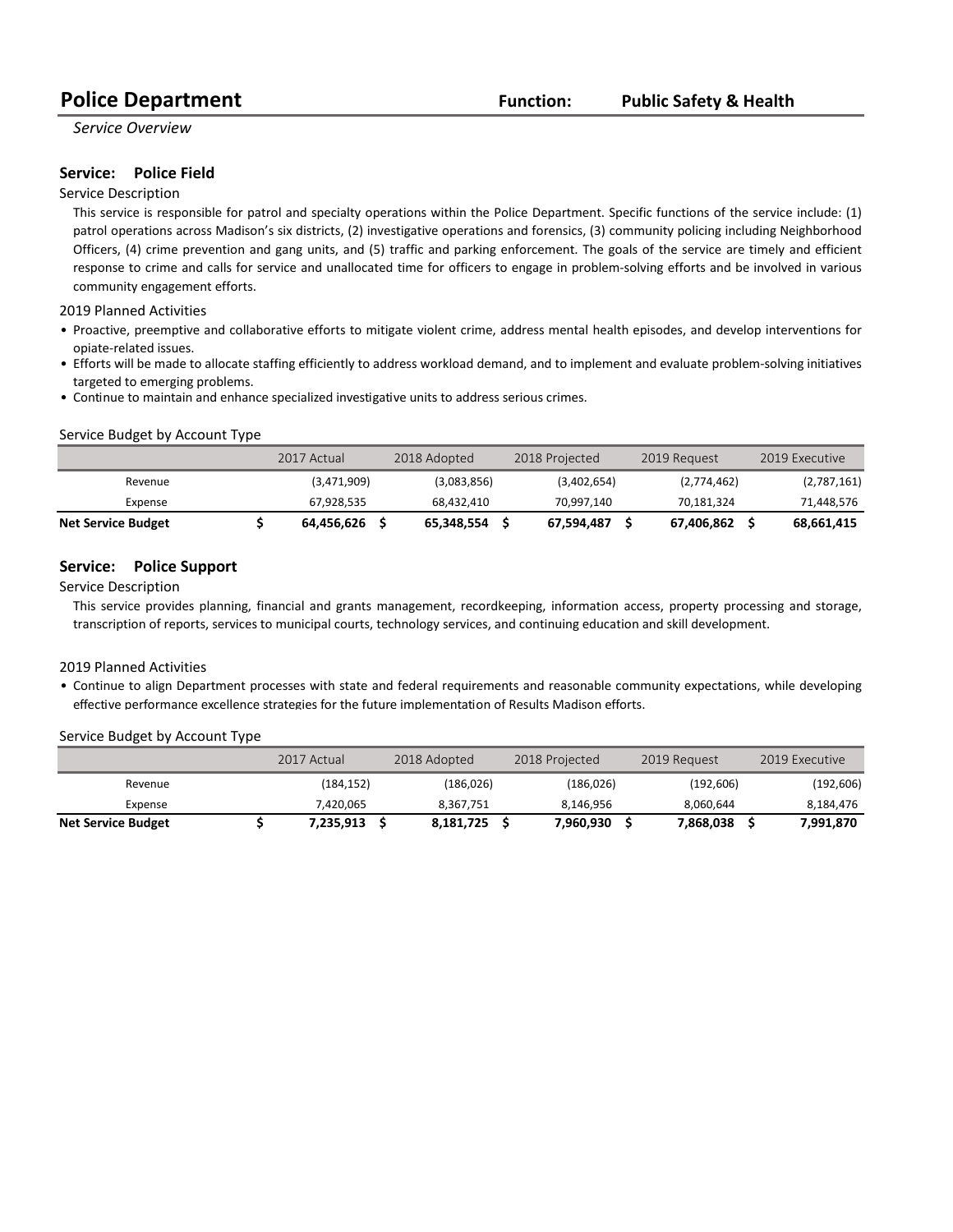## Police Department

**Function:** **Public Safety & Health**

*Service Overview*

### Service: Police Field

Service Description

This service is responsible for patrol and specialty operations within the Police Department. Specific functions of the service include: (1) patrol operations across Madison's six districts, (2) investigative operations and forensics, (3) community policing including Neighborhood Officers, (4) crime prevention and gang units, and (5) traffic and parking enforcement. The goals of the service are timely and efficient response to crime and calls for service and unallocated time for officers to engage in problem-solving efforts and be involved in various community engagement efforts.

2019 Planned Activities

- Proactive, preemptive and collaborative efforts to mitigate violent crime, address mental health episodes, and develop interventions for opiate-related issues.
- Efforts will be made to allocate staffing efficiently to address workload demand, and to implement and evaluate problem-solving initiatives targeted to emerging problems.
- Continue to maintain and enhance specialized investigative units to address serious crimes.

Service Budget by Account Type

| | 2017 Actual | 2018 Adopted | 2018 Projected | 2019 Request | 2019 Executive |
|---|---|---|---|---|---|
| Revenue | (3,471,909) | (3,083,856) | (3,402,654) | (2,774,462) | (2,787,161) |
| Expense | 67,928,535 | 68,432,410 | 70,997,140 | 70,181,324 | 71,448,576 |
| **Net Service Budget** | **$ 64,456,626** | **$ 65,348,554** | **$ 67,594,487** | **$ 67,406,862** | **$ 68,661,415** |

### Service: Police Support

Service Description

This service provides planning, financial and grants management, recordkeeping, information access, property processing and storage, transcription of reports, services to municipal courts, technology services, and continuing education and skill development.

2019 Planned Activities

- Continue to align Department processes with state and federal requirements and reasonable community expectations, while developing effective performance excellence strategies for the future implementation of Results Madison efforts.

Service Budget by Account Type

| | 2017 Actual | 2018 Adopted | 2018 Projected | 2019 Request | 2019 Executive |
|---|---|---|---|---|---|
| Revenue | (184,152) | (186,026) | (186,026) | (192,606) | (192,606) |
| Expense | 7,420,065 | 8,367,751 | 8,146,956 | 8,060,644 | 8,184,476 |
| **Net Service Budget** | **$ 7,235,913** | **$ 8,181,725** | **$ 7,960,930** | **$ 7,868,038** | **$ 7,991,870** |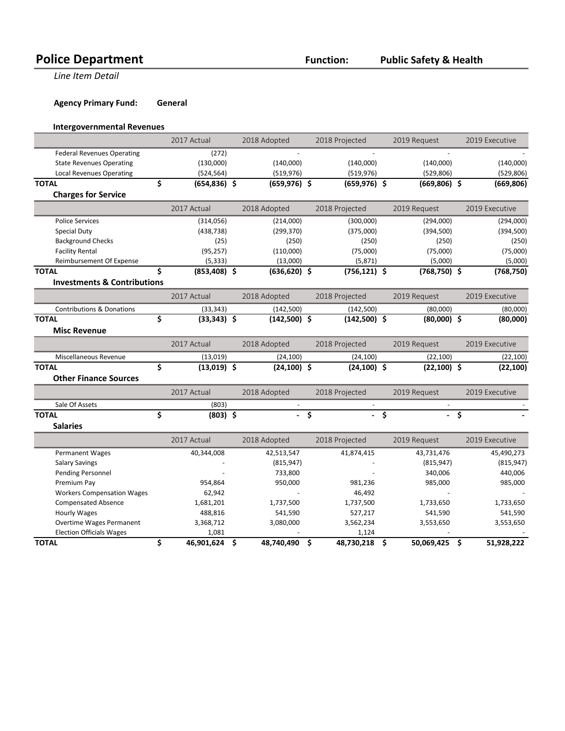# Police Department

**Function:** **Public Safety & Health**

*Line Item Detail*

**Agency Primary Fund:** **General**

### Intergovernmental Revenues

| | 2017 Actual | 2018 Adopted | 2018 Projected | 2019 Request | 2019 Executive |
|---|---|---|---|---|---|
| Federal Revenues Operating | (272) | - | - | - | - |
| State Revenues Operating | (130,000) | (140,000) | (140,000) | (140,000) | (140,000) |
| Local Revenues Operating | (524,564) | (519,976) | (519,976) | (529,806) | (529,806) |
| **TOTAL** | **$ (654,836)** | **$ (659,976)** | **$ (659,976)** | **$ (669,806)** | **$ (669,806)** |

### Charges for Service

| | 2017 Actual | 2018 Adopted | 2018 Projected | 2019 Request | 2019 Executive |
|---|---|---|---|---|---|
| Police Services | (314,056) | (214,000) | (300,000) | (294,000) | (294,000) |
| Special Duty | (438,738) | (299,370) | (375,000) | (394,500) | (394,500) |
| Background Checks | (25) | (250) | (250) | (250) | (250) |
| Facility Rental | (95,257) | (110,000) | (75,000) | (75,000) | (75,000) |
| Reimbursement Of Expense | (5,333) | (13,000) | (5,871) | (5,000) | (5,000) |
| **TOTAL** | **$ (853,408)** | **$ (636,620)** | **$ (756,121)** | **$ (768,750)** | **$ (768,750)** |

### Investments & Contributions

| | 2017 Actual | 2018 Adopted | 2018 Projected | 2019 Request | 2019 Executive |
|---|---|---|---|---|---|
| Contributions & Donations | (33,343) | (142,500) | (142,500) | (80,000) | (80,000) |
| **TOTAL** | **$ (33,343)** | **$ (142,500)** | **$ (142,500)** | **$ (80,000)** | **$ (80,000)** |

### Misc Revenue

| | 2017 Actual | 2018 Adopted | 2018 Projected | 2019 Request | 2019 Executive |
|---|---|---|---|---|---|
| Miscellaneous Revenue | (13,019) | (24,100) | (24,100) | (22,100) | (22,100) |
| **TOTAL** | **$ (13,019)** | **$ (24,100)** | **$ (24,100)** | **$ (22,100)** | **$ (22,100)** |

### Other Finance Sources

| | 2017 Actual | 2018 Adopted | 2018 Projected | 2019 Request | 2019 Executive |
|---|---|---|---|---|---|
| Sale Of Assets | (803) | - | - | - | - |
| **TOTAL** | **$ (803)** | **$ -** | **$ -** | **$ -** | **$ -** |

### Salaries

| | 2017 Actual | 2018 Adopted | 2018 Projected | 2019 Request | 2019 Executive |
|---|---|---|---|---|---|
| Permanent Wages | 40,344,008 | 42,513,547 | 41,874,415 | 43,731,476 | 45,490,273 |
| Salary Savings | - | (815,947) | - | (815,947) | (815,947) |
| Pending Personnel | - | 733,800 | - | 340,006 | 440,006 |
| Premium Pay | 954,864 | 950,000 | 981,236 | 985,000 | 985,000 |
| Workers Compensation Wages | 62,942 | - | 46,492 | - | - |
| Compensated Absence | 1,681,201 | 1,737,500 | 1,737,500 | 1,733,650 | 1,733,650 |
| Hourly Wages | 488,816 | 541,590 | 527,217 | 541,590 | 541,590 |
| Overtime Wages Permanent | 3,368,712 | 3,080,000 | 3,562,234 | 3,553,650 | 3,553,650 |
| Election Officials Wages | 1,081 | - | 1,124 | - | - |
| **TOTAL** | **$ 46,901,624** | **$ 48,740,490** | **$ 48,730,218** | **$ 50,069,425** | **$ 51,928,222** |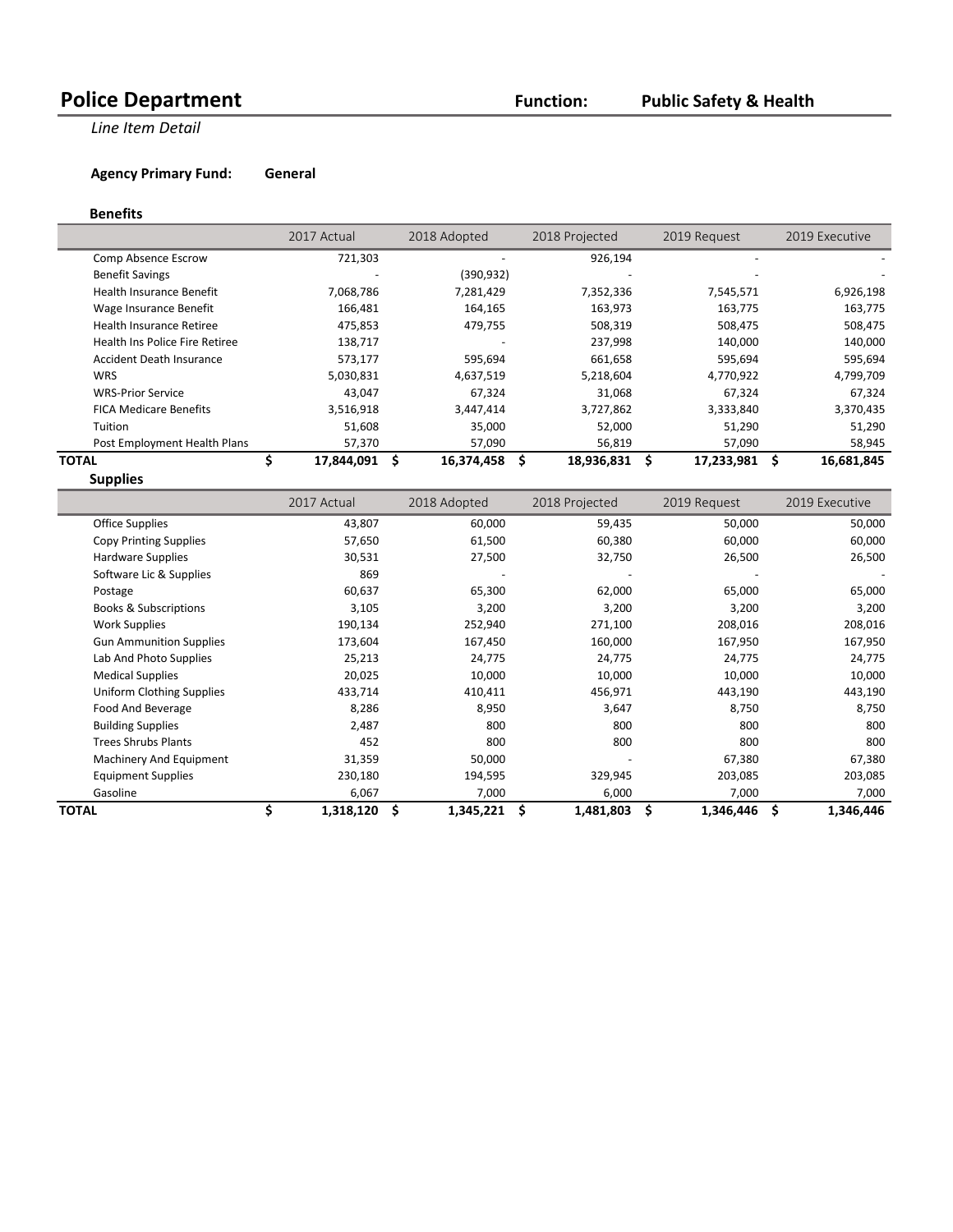# Police Department

**Function:** **Public Safety & Health**

*Line Item Detail*

**Agency Primary Fund:** **General**

### Benefits

| | 2017 Actual | 2018 Adopted | 2018 Projected | 2019 Request | 2019 Executive |
|---|---|---|---|---|---|
| Comp Absence Escrow | 721,303 | - | 926,194 | - | - |
| Benefit Savings | - | (390,932) | - | - | - |
| Health Insurance Benefit | 7,068,786 | 7,281,429 | 7,352,336 | 7,545,571 | 6,926,198 |
| Wage Insurance Benefit | 166,481 | 164,165 | 163,973 | 163,775 | 163,775 |
| Health Insurance Retiree | 475,853 | 479,755 | 508,319 | 508,475 | 508,475 |
| Health Ins Police Fire Retiree | 138,717 | - | 237,998 | 140,000 | 140,000 |
| Accident Death Insurance | 573,177 | 595,694 | 661,658 | 595,694 | 595,694 |
| WRS | 5,030,831 | 4,637,519 | 5,218,604 | 4,770,922 | 4,799,709 |
| WRS-Prior Service | 43,047 | 67,324 | 31,068 | 67,324 | 67,324 |
| FICA Medicare Benefits | 3,516,918 | 3,447,414 | 3,727,862 | 3,333,840 | 3,370,435 |
| Tuition | 51,608 | 35,000 | 52,000 | 51,290 | 51,290 |
| Post Employment Health Plans | 57,370 | 57,090 | 56,819 | 57,090 | 58,945 |
| **TOTAL** | **$ 17,844,091** | **$ 16,374,458** | **$ 18,936,831** | **$ 17,233,981** | **$ 16,681,845** |

### Supplies

| | 2017 Actual | 2018 Adopted | 2018 Projected | 2019 Request | 2019 Executive |
|---|---|---|---|---|---|
| Office Supplies | 43,807 | 60,000 | 59,435 | 50,000 | 50,000 |
| Copy Printing Supplies | 57,650 | 61,500 | 60,380 | 60,000 | 60,000 |
| Hardware Supplies | 30,531 | 27,500 | 32,750 | 26,500 | 26,500 |
| Software Lic & Supplies | 869 | - | - | - | - |
| Postage | 60,637 | 65,300 | 62,000 | 65,000 | 65,000 |
| Books & Subscriptions | 3,105 | 3,200 | 3,200 | 3,200 | 3,200 |
| Work Supplies | 190,134 | 252,940 | 271,100 | 208,016 | 208,016 |
| Gun Ammunition Supplies | 173,604 | 167,450 | 160,000 | 167,950 | 167,950 |
| Lab And Photo Supplies | 25,213 | 24,775 | 24,775 | 24,775 | 24,775 |
| Medical Supplies | 20,025 | 10,000 | 10,000 | 10,000 | 10,000 |
| Uniform Clothing Supplies | 433,714 | 410,411 | 456,971 | 443,190 | 443,190 |
| Food And Beverage | 8,286 | 8,950 | 3,647 | 8,750 | 8,750 |
| Building Supplies | 2,487 | 800 | 800 | 800 | 800 |
| Trees Shrubs Plants | 452 | 800 | 800 | 800 | 800 |
| Machinery And Equipment | 31,359 | 50,000 | - | 67,380 | 67,380 |
| Equipment Supplies | 230,180 | 194,595 | 329,945 | 203,085 | 203,085 |
| Gasoline | 6,067 | 7,000 | 6,000 | 7,000 | 7,000 |
| **TOTAL** | **$ 1,318,120** | **$ 1,345,221** | **$ 1,481,803** | **$ 1,346,446** | **$ 1,346,446** |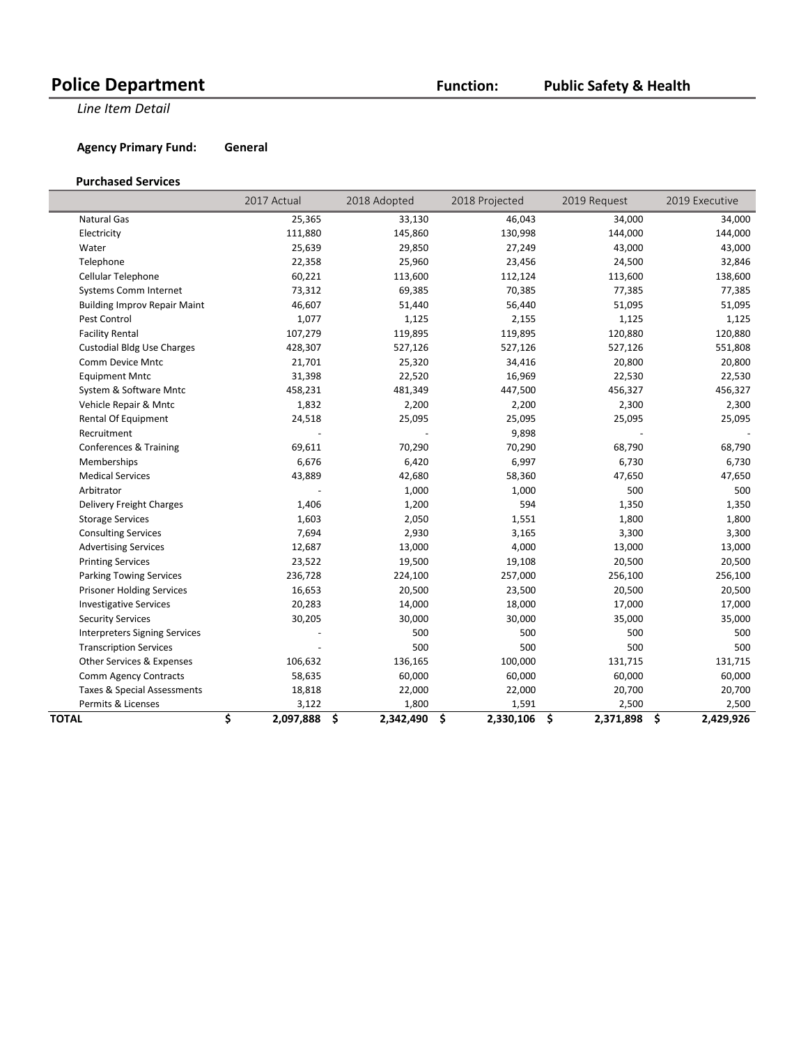# Police Department

**Function:** **Public Safety & Health**

*Line Item Detail*

**Agency Primary Fund:** **General**

### Purchased Services

| | 2017 Actual | 2018 Adopted | 2018 Projected | 2019 Request | 2019 Executive |
|---|---|---|---|---|---|
| Natural Gas | 25,365 | 33,130 | 46,043 | 34,000 | 34,000 |
| Electricity | 111,880 | 145,860 | 130,998 | 144,000 | 144,000 |
| Water | 25,639 | 29,850 | 27,249 | 43,000 | 43,000 |
| Telephone | 22,358 | 25,960 | 23,456 | 24,500 | 32,846 |
| Cellular Telephone | 60,221 | 113,600 | 112,124 | 113,600 | 138,600 |
| Systems Comm Internet | 73,312 | 69,385 | 70,385 | 77,385 | 77,385 |
| Building Improv Repair Maint | 46,607 | 51,440 | 56,440 | 51,095 | 51,095 |
| Pest Control | 1,077 | 1,125 | 2,155 | 1,125 | 1,125 |
| Facility Rental | 107,279 | 119,895 | 119,895 | 120,880 | 120,880 |
| Custodial Bldg Use Charges | 428,307 | 527,126 | 527,126 | 527,126 | 551,808 |
| Comm Device Mntc | 21,701 | 25,320 | 34,416 | 20,800 | 20,800 |
| Equipment Mntc | 31,398 | 22,520 | 16,969 | 22,530 | 22,530 |
| System & Software Mntc | 458,231 | 481,349 | 447,500 | 456,327 | 456,327 |
| Vehicle Repair & Mntc | 1,832 | 2,200 | 2,200 | 2,300 | 2,300 |
| Rental Of Equipment | 24,518 | 25,095 | 25,095 | 25,095 | 25,095 |
| Recruitment | - | - | 9,898 | - | - |
| Conferences & Training | 69,611 | 70,290 | 70,290 | 68,790 | 68,790 |
| Memberships | 6,676 | 6,420 | 6,997 | 6,730 | 6,730 |
| Medical Services | 43,889 | 42,680 | 58,360 | 47,650 | 47,650 |
| Arbitrator | - | 1,000 | 1,000 | 500 | 500 |
| Delivery Freight Charges | 1,406 | 1,200 | 594 | 1,350 | 1,350 |
| Storage Services | 1,603 | 2,050 | 1,551 | 1,800 | 1,800 |
| Consulting Services | 7,694 | 2,930 | 3,165 | 3,300 | 3,300 |
| Advertising Services | 12,687 | 13,000 | 4,000 | 13,000 | 13,000 |
| Printing Services | 23,522 | 19,500 | 19,108 | 20,500 | 20,500 |
| Parking Towing Services | 236,728 | 224,100 | 257,000 | 256,100 | 256,100 |
| Prisoner Holding Services | 16,653 | 20,500 | 23,500 | 20,500 | 20,500 |
| Investigative Services | 20,283 | 14,000 | 18,000 | 17,000 | 17,000 |
| Security Services | 30,205 | 30,000 | 30,000 | 35,000 | 35,000 |
| Interpreters Signing Services | - | 500 | 500 | 500 | 500 |
| Transcription Services | - | 500 | 500 | 500 | 500 |
| Other Services & Expenses | 106,632 | 136,165 | 100,000 | 131,715 | 131,715 |
| Comm Agency Contracts | 58,635 | 60,000 | 60,000 | 60,000 | 60,000 |
| Taxes & Special Assessments | 18,818 | 22,000 | 22,000 | 20,700 | 20,700 |
| Permits & Licenses | 3,122 | 1,800 | 1,591 | 2,500 | 2,500 |
| **TOTAL** | **$ 2,097,888** | **$ 2,342,490** | **$ 2,330,106** | **$ 2,371,898** | **$ 2,429,926** |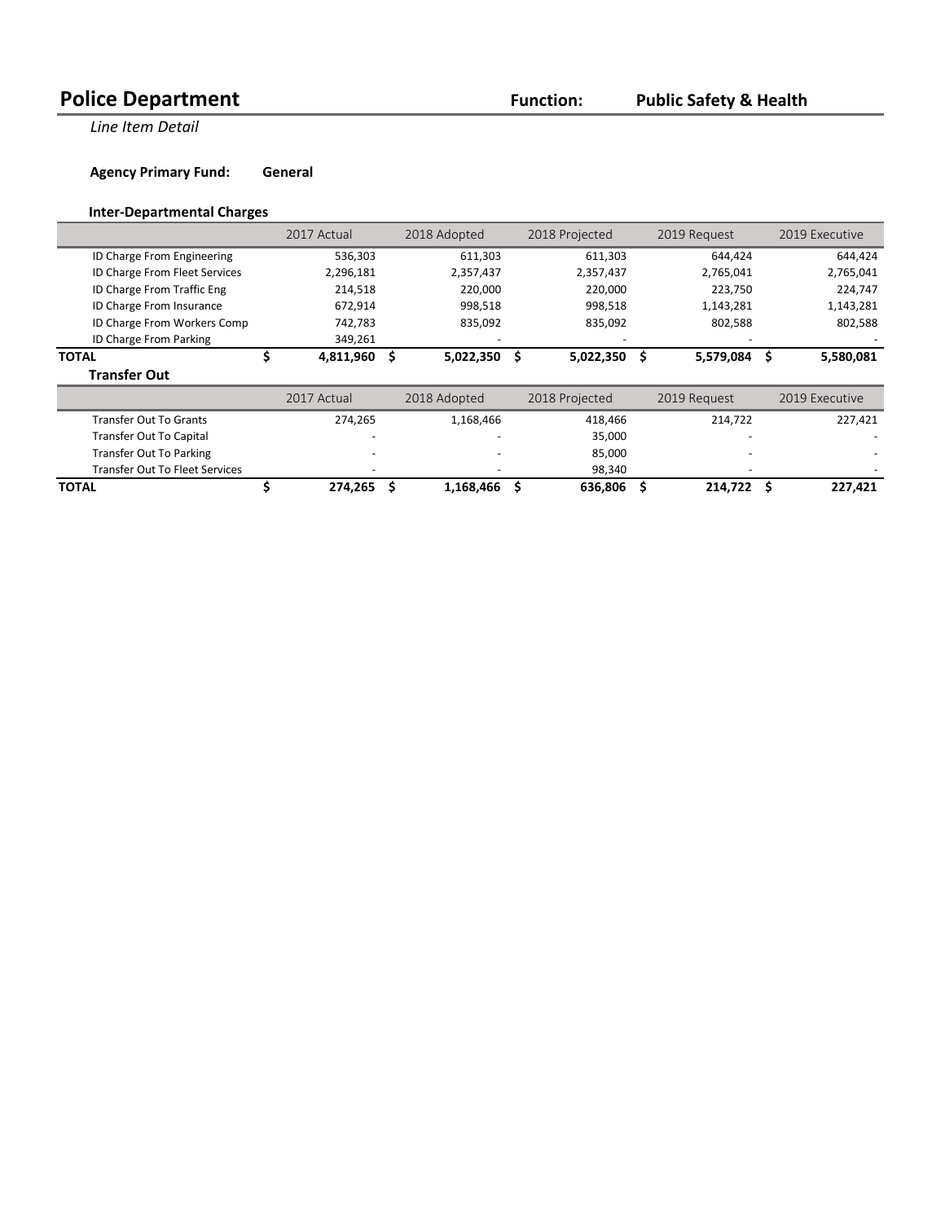# Police Department

**Function:** **Public Safety & Health**

*Line Item Detail*

**Agency Primary Fund:** **General**

### Inter-Departmental Charges

| | 2017 Actual | 2018 Adopted | 2018 Projected | 2019 Request | 2019 Executive |
|---|---|---|---|---|---|
| ID Charge From Engineering | 536,303 | 611,303 | 611,303 | 644,424 | 644,424 |
| ID Charge From Fleet Services | 2,296,181 | 2,357,437 | 2,357,437 | 2,765,041 | 2,765,041 |
| ID Charge From Traffic Eng | 214,518 | 220,000 | 220,000 | 223,750 | 224,747 |
| ID Charge From Insurance | 672,914 | 998,518 | 998,518 | 1,143,281 | 1,143,281 |
| ID Charge From Workers Comp | 742,783 | 835,092 | 835,092 | 802,588 | 802,588 |
| ID Charge From Parking | 349,261 | - | - | - | - |
| **TOTAL** | **$ 4,811,960** | **$ 5,022,350** | **$ 5,022,350** | **$ 5,579,084** | **$ 5,580,081** |

### Transfer Out

| | 2017 Actual | 2018 Adopted | 2018 Projected | 2019 Request | 2019 Executive |
|---|---|---|---|---|---|
| Transfer Out To Grants | 274,265 | 1,168,466 | 418,466 | 214,722 | 227,421 |
| Transfer Out To Capital | - | - | 35,000 | - | - |
| Transfer Out To Parking | - | - | 85,000 | - | - |
| Transfer Out To Fleet Services | - | - | 98,340 | - | - |
| **TOTAL** | **$ 274,265** | **$ 1,168,466** | **$ 636,806** | **$ 214,722** | **$ 227,421** |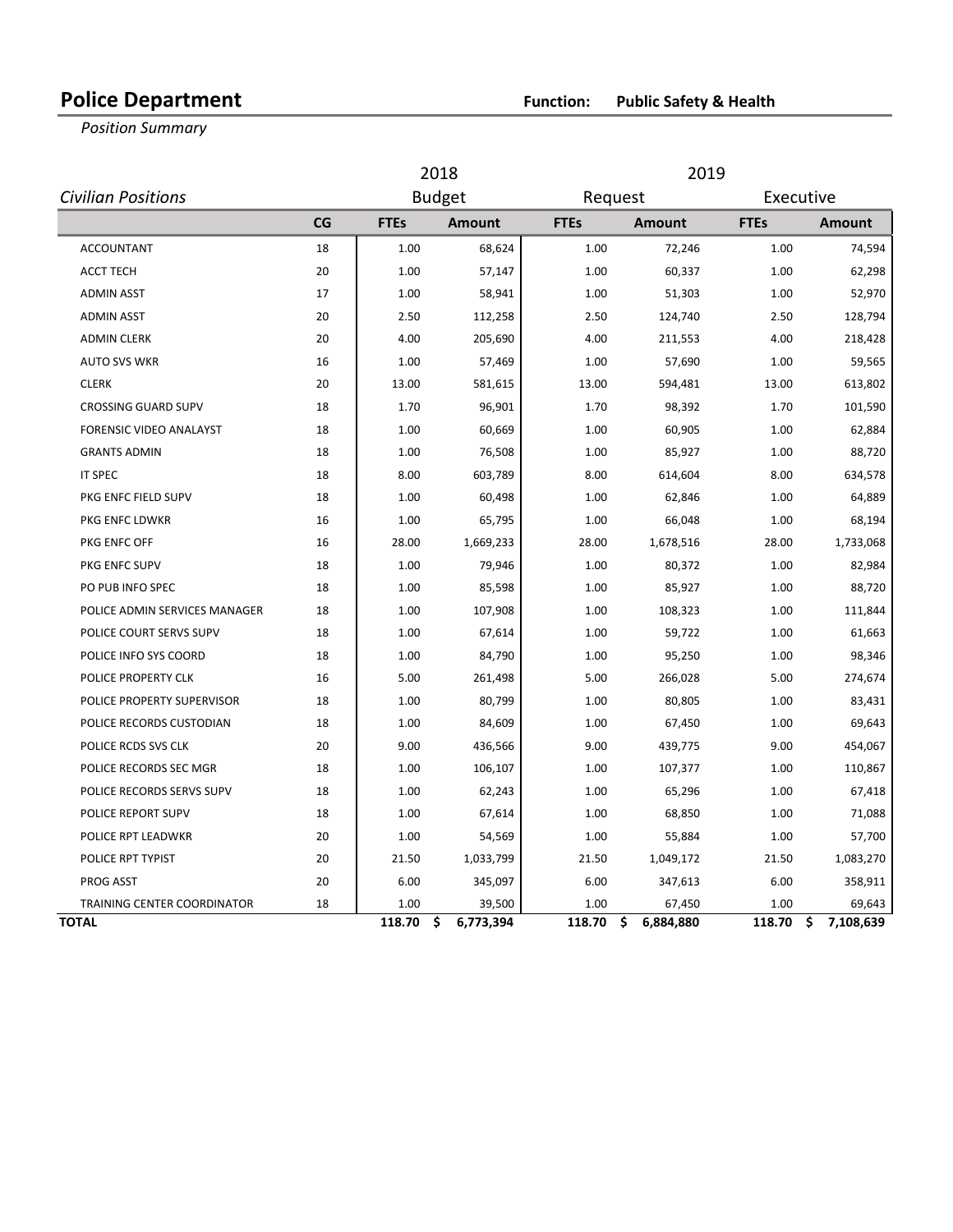# Police Department

**Function:** **Public Safety & Health**

*Position Summary*

| *Civilian Positions* | | 2018 Budget | | 2019 Request | | 2019 Executive | |
|---|---|---|---|---|---|---|---|
| | **CG** | **FTEs** | **Amount** | **FTEs** | **Amount** | **FTEs** | **Amount** |
| ACCOUNTANT | 18 | 1.00 | 68,624 | 1.00 | 72,246 | 1.00 | 74,594 |
| ACCT TECH | 20 | 1.00 | 57,147 | 1.00 | 60,337 | 1.00 | 62,298 |
| ADMIN ASST | 17 | 1.00 | 58,941 | 1.00 | 51,303 | 1.00 | 52,970 |
| ADMIN ASST | 20 | 2.50 | 112,258 | 2.50 | 124,740 | 2.50 | 128,794 |
| ADMIN CLERK | 20 | 4.00 | 205,690 | 4.00 | 211,553 | 4.00 | 218,428 |
| AUTO SVS WKR | 16 | 1.00 | 57,469 | 1.00 | 57,690 | 1.00 | 59,565 |
| CLERK | 20 | 13.00 | 581,615 | 13.00 | 594,481 | 13.00 | 613,802 |
| CROSSING GUARD SUPV | 18 | 1.70 | 96,901 | 1.70 | 98,392 | 1.70 | 101,590 |
| FORENSIC VIDEO ANALAYST | 18 | 1.00 | 60,669 | 1.00 | 60,905 | 1.00 | 62,884 |
| GRANTS ADMIN | 18 | 1.00 | 76,508 | 1.00 | 85,927 | 1.00 | 88,720 |
| IT SPEC | 18 | 8.00 | 603,789 | 8.00 | 614,604 | 8.00 | 634,578 |
| PKG ENFC FIELD SUPV | 18 | 1.00 | 60,498 | 1.00 | 62,846 | 1.00 | 64,889 |
| PKG ENFC LDWKR | 16 | 1.00 | 65,795 | 1.00 | 66,048 | 1.00 | 68,194 |
| PKG ENFC OFF | 16 | 28.00 | 1,669,233 | 28.00 | 1,678,516 | 28.00 | 1,733,068 |
| PKG ENFC SUPV | 18 | 1.00 | 79,946 | 1.00 | 80,372 | 1.00 | 82,984 |
| PO PUB INFO SPEC | 18 | 1.00 | 85,598 | 1.00 | 85,927 | 1.00 | 88,720 |
| POLICE ADMIN SERVICES MANAGER | 18 | 1.00 | 107,908 | 1.00 | 108,323 | 1.00 | 111,844 |
| POLICE COURT SERVS SUPV | 18 | 1.00 | 67,614 | 1.00 | 59,722 | 1.00 | 61,663 |
| POLICE INFO SYS COORD | 18 | 1.00 | 84,790 | 1.00 | 95,250 | 1.00 | 98,346 |
| POLICE PROPERTY CLK | 16 | 5.00 | 261,498 | 5.00 | 266,028 | 5.00 | 274,674 |
| POLICE PROPERTY SUPERVISOR | 18 | 1.00 | 80,799 | 1.00 | 80,805 | 1.00 | 83,431 |
| POLICE RECORDS CUSTODIAN | 18 | 1.00 | 84,609 | 1.00 | 67,450 | 1.00 | 69,643 |
| POLICE RCDS SVS CLK | 20 | 9.00 | 436,566 | 9.00 | 439,775 | 9.00 | 454,067 |
| POLICE RECORDS SEC MGR | 18 | 1.00 | 106,107 | 1.00 | 107,377 | 1.00 | 110,867 |
| POLICE RECORDS SERVS SUPV | 18 | 1.00 | 62,243 | 1.00 | 65,296 | 1.00 | 67,418 |
| POLICE REPORT SUPV | 18 | 1.00 | 67,614 | 1.00 | 68,850 | 1.00 | 71,088 |
| POLICE RPT LEADWKR | 20 | 1.00 | 54,569 | 1.00 | 55,884 | 1.00 | 57,700 |
| POLICE RPT TYPIST | 20 | 21.50 | 1,033,799 | 21.50 | 1,049,172 | 21.50 | 1,083,270 |
| PROG ASST | 20 | 6.00 | 345,097 | 6.00 | 347,613 | 6.00 | 358,911 |
| TRAINING CENTER COORDINATOR | 18 | 1.00 | 39,500 | 1.00 | 67,450 | 1.00 | 69,643 |
| **TOTAL** | | **118.70** | **$ 6,773,394** | **118.70** | **$ 6,884,880** | **118.70** | **$ 7,108,639** |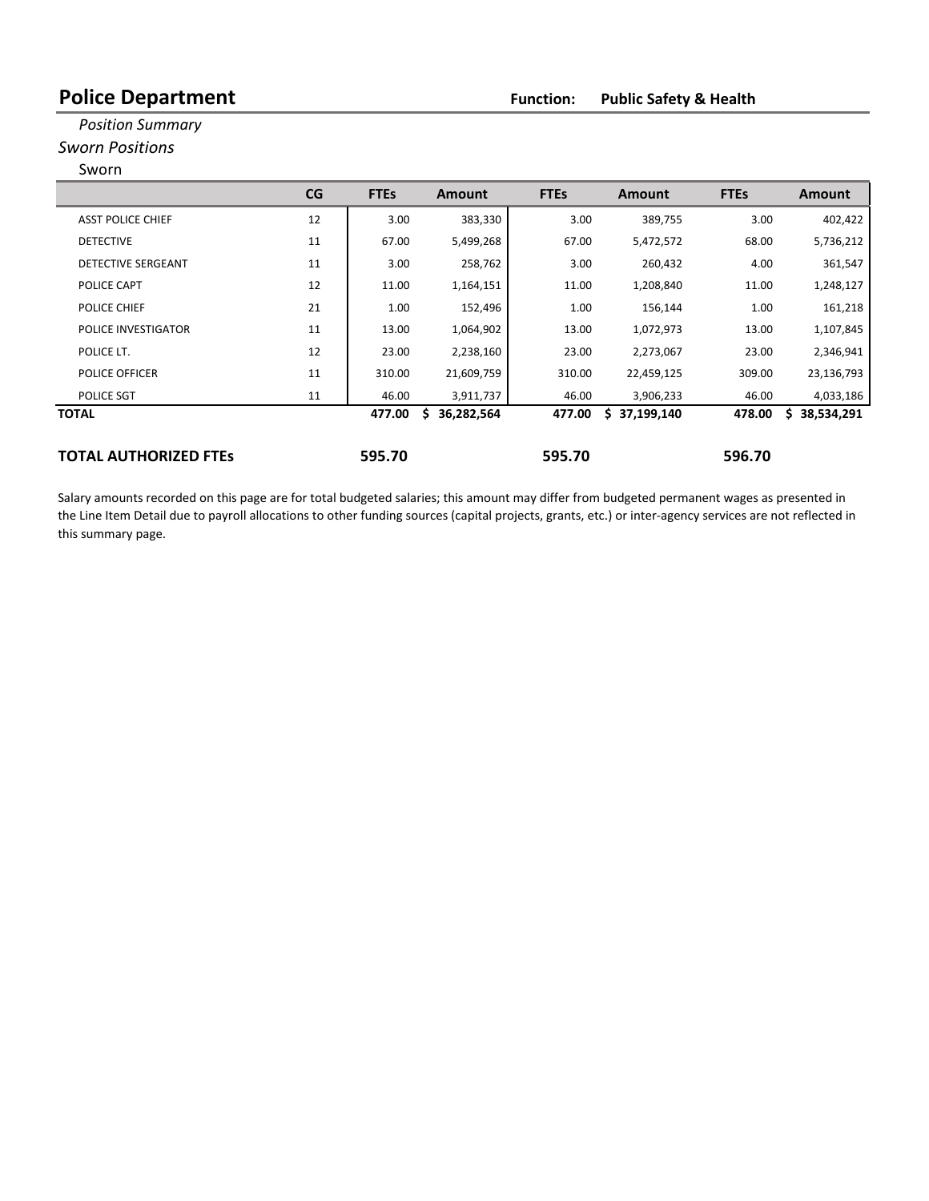## Police Department

**Function: Public Safety & Health**

*Position Summary*

*Sworn Positions*

Sworn

| | CG | FTEs | Amount | FTEs | Amount | FTEs | Amount |
|---|---|---|---|---|---|---|---|
| ASST POLICE CHIEF | 12 | 3.00 | 383,330 | 3.00 | 389,755 | 3.00 | 402,422 |
| DETECTIVE | 11 | 67.00 | 5,499,268 | 67.00 | 5,472,572 | 68.00 | 5,736,212 |
| DETECTIVE SERGEANT | 11 | 3.00 | 258,762 | 3.00 | 260,432 | 4.00 | 361,547 |
| POLICE CAPT | 12 | 11.00 | 1,164,151 | 11.00 | 1,208,840 | 11.00 | 1,248,127 |
| POLICE CHIEF | 21 | 1.00 | 152,496 | 1.00 | 156,144 | 1.00 | 161,218 |
| POLICE INVESTIGATOR | 11 | 13.00 | 1,064,902 | 13.00 | 1,072,973 | 13.00 | 1,107,845 |
| POLICE LT. | 12 | 23.00 | 2,238,160 | 23.00 | 2,273,067 | 23.00 | 2,346,941 |
| POLICE OFFICER | 11 | 310.00 | 21,609,759 | 310.00 | 22,459,125 | 309.00 | 23,136,793 |
| POLICE SGT | 11 | 46.00 | 3,911,737 | 46.00 | 3,906,233 | 46.00 | 4,033,186 |
| **TOTAL** | | **477.00** | **$ 36,282,564** | **477.00** | **$ 37,199,140** | **478.00** | **$ 38,534,291** |

| | | | |
|---|---|---|---|
| **TOTAL AUTHORIZED FTEs** | **595.70** | **595.70** | **596.70** |

Salary amounts recorded on this page are for total budgeted salaries; this amount may differ from budgeted permanent wages as presented in the Line Item Detail due to payroll allocations to other funding sources (capital projects, grants, etc.) or inter-agency services are not reflected in this summary page.